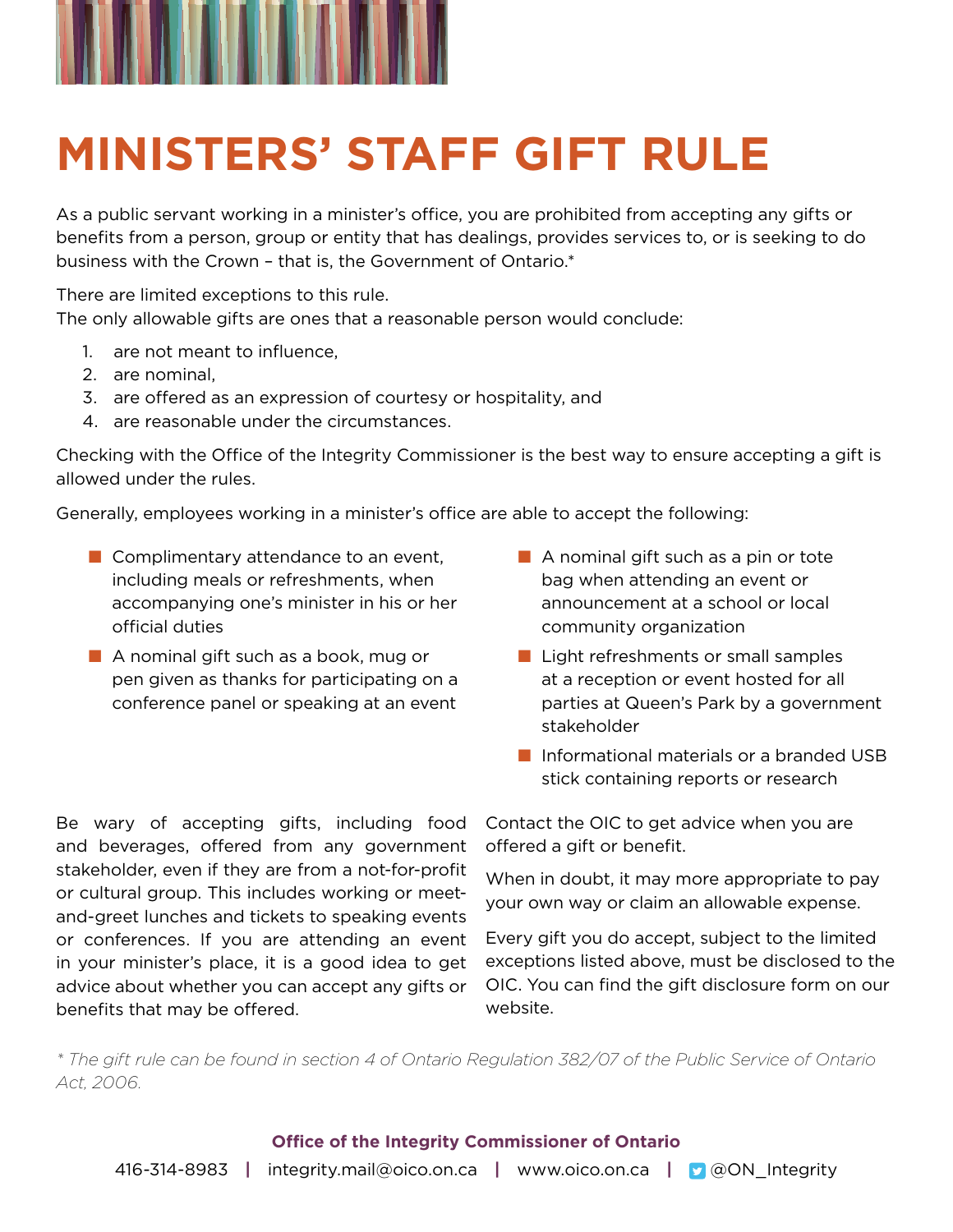# MINISTERS' STAFF GIFT RULE

As a public servant working in a minister's office, you are prohibited from accepting any gifts or benefits from a person, group or entity that has dealings, provides services to, or is seeking to do business with the Crown – that is, the Government of Ontario.*

There are limited exceptions to this rule.
The only allowable gifts are ones that a reasonable person would conclude:

1. are not meant to influence,
2. are nominal,
3. are offered as an expression of courtesy or hospitality, and
4. are reasonable under the circumstances.

Checking with the Office of the Integrity Commissioner is the best way to ensure accepting a gift is allowed under the rules.

Generally, employees working in a minister's office are able to accept the following:

- Complimentary attendance to an event, including meals or refreshments, when accompanying one's minister in his or her official duties
- A nominal gift such as a book, mug or pen given as thanks for participating on a conference panel or speaking at an event
- A nominal gift such as a pin or tote bag when attending an event or announcement at a school or local community organization
- Light refreshments or small samples at a reception or event hosted for all parties at Queen's Park by a government stakeholder
- Informational materials or a branded USB stick containing reports or research

Be wary of accepting gifts, including food and beverages, offered from any government stakeholder, even if they are from a not-for-profit or cultural group. This includes working or meet-and-greet lunches and tickets to speaking events or conferences. If you are attending an event in your minister's place, it is a good idea to get advice about whether you can accept any gifts or benefits that may be offered.

Contact the OIC to get advice when you are offered a gift or benefit.

When in doubt, it may more appropriate to pay your own way or claim an allowable expense.

Every gift you do accept, subject to the limited exceptions listed above, must be disclosed to the OIC. You can find the gift disclosure form on our website.

*\* The gift rule can be found in section 4 of Ontario Regulation 382/07 of the Public Service of Ontario Act, 2006.*

**Office of the Integrity Commissioner of Ontario**

416-314-8983 | integrity.mail@oico.on.ca | www.oico.on.ca | @ON_Integrity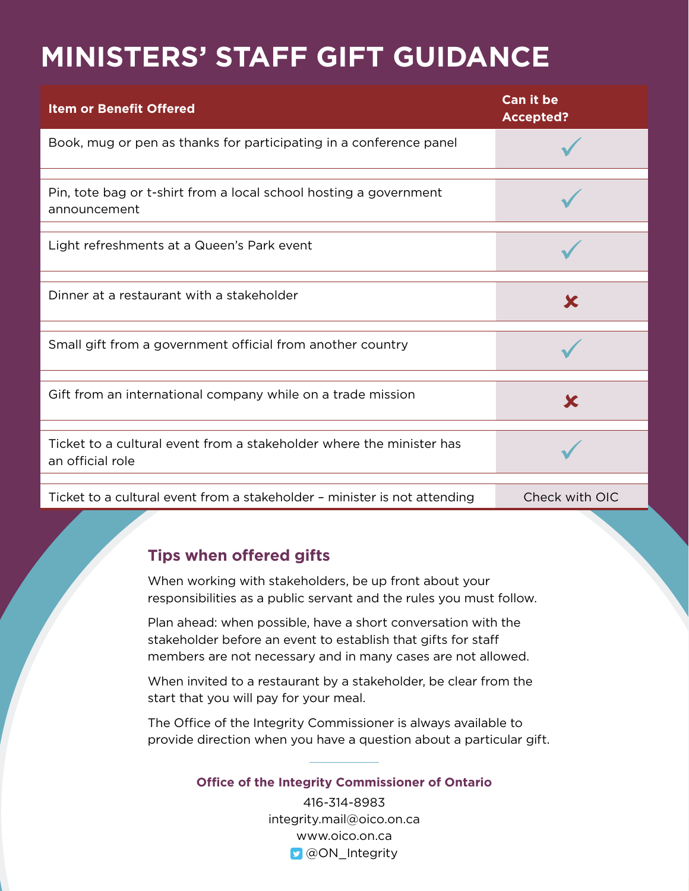# MINISTERS' STAFF GIFT GUIDANCE

| Item or Benefit Offered | Can it be Accepted? |
|---|---|
| Book, mug or pen as thanks for participating in a conference panel | ✓ |
| Pin, tote bag or t-shirt from a local school hosting a government announcement | ✓ |
| Light refreshments at a Queen's Park event | ✓ |
| Dinner at a restaurant with a stakeholder | ✗ |
| Small gift from a government official from another country | ✓ |
| Gift from an international company while on a trade mission | ✗ |
| Ticket to a cultural event from a stakeholder where the minister has an official role | ✓ |
| Ticket to a cultural event from a stakeholder – minister is not attending | Check with OIC |

## Tips when offered gifts

When working with stakeholders, be up front about your responsibilities as a public servant and the rules you must follow.

Plan ahead: when possible, have a short conversation with the stakeholder before an event to establish that gifts for staff members are not necessary and in many cases are not allowed.

When invited to a restaurant by a stakeholder, be clear from the start that you will pay for your meal.

The Office of the Integrity Commissioner is always available to provide direction when you have a question about a particular gift.

**Office of the Integrity Commissioner of Ontario**

416-314-8983
integrity.mail@oico.on.ca
www.oico.on.ca
@ON_Integrity